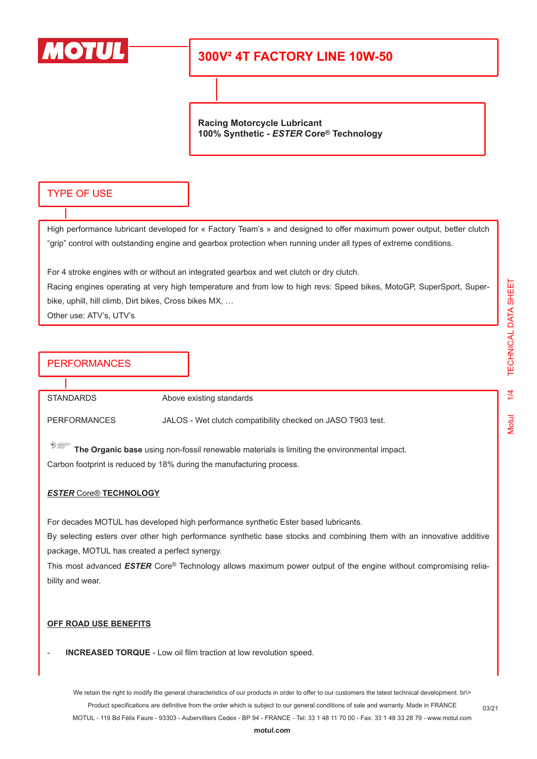MOTUL

# 300V² 4T FACTORY LINE 10W-50

**Racing Motorcycle Lubricant**
**100% Synthetic - *ESTER* Core® Technology**

## TYPE OF USE

High performance lubricant developed for « Factory Team's » and designed to offer maximum power output, better clutch "grip" control with outstanding engine and gearbox protection when running under all types of extreme conditions.

For 4 stroke engines with or without an integrated gearbox and wet clutch or dry clutch.
Racing engines operating at very high temperature and from low to high revs: Speed bikes, MotoGP, SuperSport, Superbike, uphill, hill climb, Dirt bikes, Cross bikes MX, …
Other use: ATV's, UTV's

## PERFORMANCES

| STANDARDS | Above existing standards |
| --- | --- |
| PERFORMANCES | JALOS - Wet clutch compatibility checked on JASO T903 test. |

**The Organic base** using non-fossil renewable materials is limiting the environmental impact.
Carbon footprint is reduced by 18% during the manufacturing process.

### ***ESTER*** Core® **TECHNOLOGY**

For decades MOTUL has developed high performance synthetic Ester based lubricants.
By selecting esters over other high performance synthetic base stocks and combining them with an innovative additive package, MOTUL has created a perfect synergy.
This most advanced ***ESTER*** Core® Technology allows maximum power output of the engine without compromising reliability and wear.

### OFF ROAD USE BENEFITS

- **INCREASED TORQUE** - Low oil film traction at low revolution speed.

We retain the right to modify the general characteristics of our products in order to offer to our customers the latest technical development. br\>
Product specifications are definitive from the order which is subject to our general conditions of sale and warranty. Made in FRANCE
MOTUL - 119 Bd Félix Faure - 93303 - Aubervilliers Cedex - BP 94 - FRANCE - Tel: 33 1 48 11 70 00 - Fax: 33 1 48 33 28 79 - www.motul.com
**motul.com**

03/21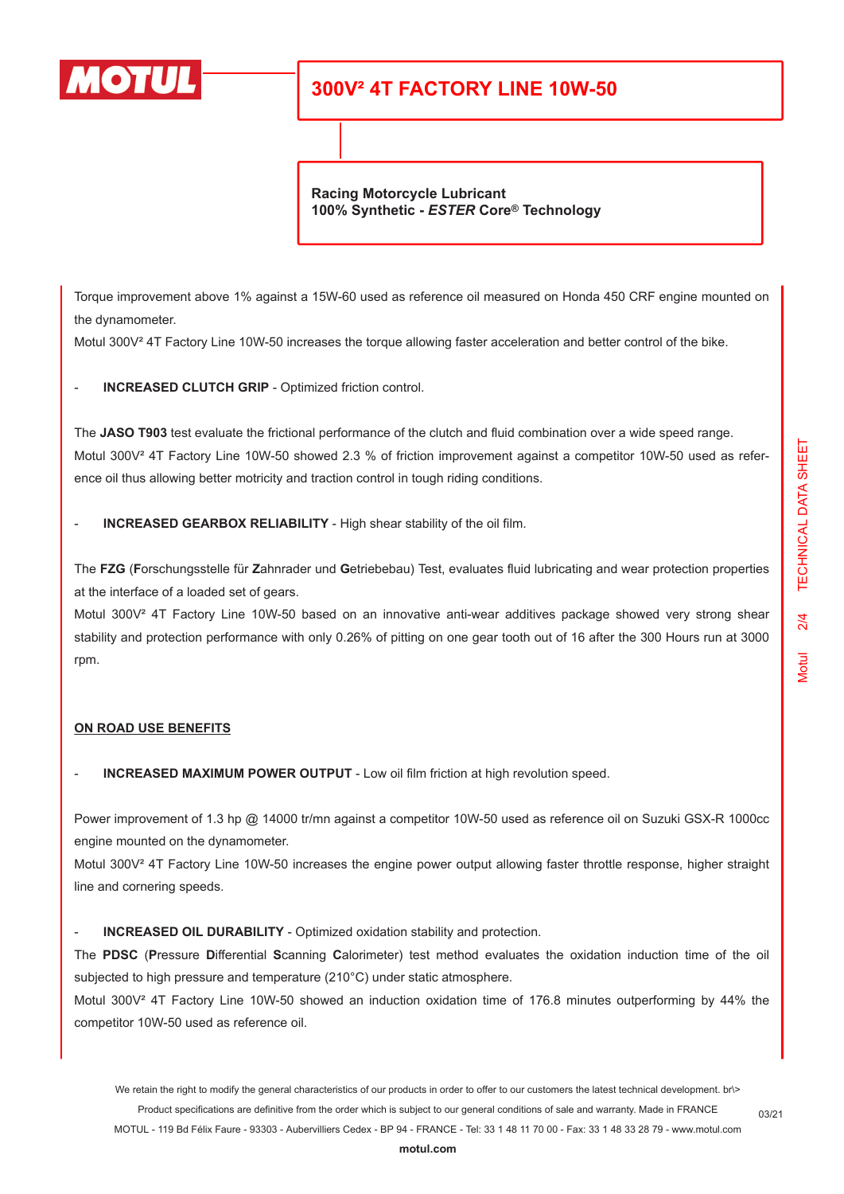# 300V² 4T FACTORY LINE 10W-50

**Racing Motorcycle Lubricant**
**100% Synthetic - *ESTER* Core® Technology**

Torque improvement above 1% against a 15W-60 used as reference oil measured on Honda 450 CRF engine mounted on the dynamometer.
Motul 300V² 4T Factory Line 10W-50 increases the torque allowing faster acceleration and better control of the bike.

- **INCREASED CLUTCH GRIP** - Optimized friction control.

The **JASO T903** test evaluate the frictional performance of the clutch and fluid combination over a wide speed range.
Motul 300V² 4T Factory Line 10W-50 showed 2.3 % of friction improvement against a competitor 10W-50 used as reference oil thus allowing better motricity and traction control in tough riding conditions.

- **INCREASED GEARBOX RELIABILITY** - High shear stability of the oil film.

The **FZG** (**F**orschungsstelle für **Z**ahnrader und **G**etriebebau) Test, evaluates fluid lubricating and wear protection properties at the interface of a loaded set of gears.
Motul 300V² 4T Factory Line 10W-50 based on an innovative anti-wear additives package showed very strong shear stability and protection performance with only 0.26% of pitting on one gear tooth out of 16 after the 300 Hours run at 3000 rpm.

## ON ROAD USE BENEFITS

- **INCREASED MAXIMUM POWER OUTPUT** - Low oil film friction at high revolution speed.

Power improvement of 1.3 hp @ 14000 tr/mn against a competitor 10W-50 used as reference oil on Suzuki GSX-R 1000cc engine mounted on the dynamometer.
Motul 300V² 4T Factory Line 10W-50 increases the engine power output allowing faster throttle response, higher straight line and cornering speeds.

- **INCREASED OIL DURABILITY** - Optimized oxidation stability and protection.

The **PDSC** (**P**ressure **D**ifferential **S**canning **C**alorimeter) test method evaluates the oxidation induction time of the oil subjected to high pressure and temperature (210°C) under static atmosphere.
Motul 300V² 4T Factory Line 10W-50 showed an induction oxidation time of 176.8 minutes outperforming by 44% the competitor 10W-50 used as reference oil.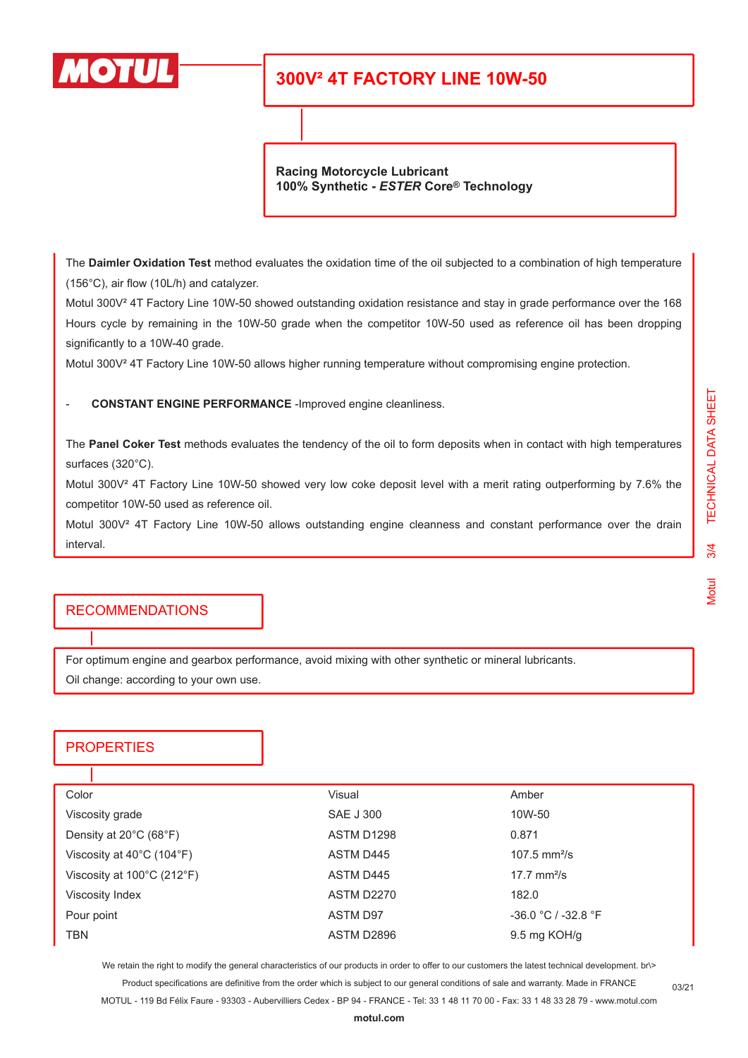# 300V² 4T FACTORY LINE 10W-50

**Racing Motorcycle Lubricant**
**100% Synthetic - *ESTER* Core® Technology**

The **Daimler Oxidation Test** method evaluates the oxidation time of the oil subjected to a combination of high temperature (156°C), air flow (10L/h) and catalyzer.

Motul 300V² 4T Factory Line 10W-50 showed outstanding oxidation resistance and stay in grade performance over the 168 Hours cycle by remaining in the 10W-50 grade when the competitor 10W-50 used as reference oil has been dropping significantly to a 10W-40 grade.

Motul 300V² 4T Factory Line 10W-50 allows higher running temperature without compromising engine protection.

- **CONSTANT ENGINE PERFORMANCE** -Improved engine cleanliness.

The **Panel Coker Test** methods evaluates the tendency of the oil to form deposits when in contact with high temperatures surfaces (320°C).

Motul 300V² 4T Factory Line 10W-50 showed very low coke deposit level with a merit rating outperforming by 7.6% the competitor 10W-50 used as reference oil.

Motul 300V² 4T Factory Line 10W-50 allows outstanding engine cleanness and constant performance over the drain interval.

## RECOMMENDATIONS

For optimum engine and gearbox performance, avoid mixing with other synthetic or mineral lubricants.

Oil change: according to your own use.

## PROPERTIES

| | | |
|---|---|---|
| Color | Visual | Amber |
| Viscosity grade | SAE J 300 | 10W-50 |
| Density at 20°C (68°F) | ASTM D1298 | 0.871 |
| Viscosity at 40°C (104°F) | ASTM D445 | 107.5 mm²/s |
| Viscosity at 100°C (212°F) | ASTM D445 | 17.7 mm²/s |
| Viscosity Index | ASTM D2270 | 182.0 |
| Pour point | ASTM D97 | -36.0 °C / -32.8 °F |
| TBN | ASTM D2896 | 9.5 mg KOH/g |

We retain the right to modify the general characteristics of our products in order to offer to our customers the latest technical development. br\>
Product specifications are definitive from the order which is subject to our general conditions of sale and warranty. Made in FRANCE
MOTUL - 119 Bd Félix Faure - 93303 - Aubervilliers Cedex - BP 94 - FRANCE - Tel: 33 1 48 11 70 00 - Fax: 33 1 48 33 28 79 - www.motul.com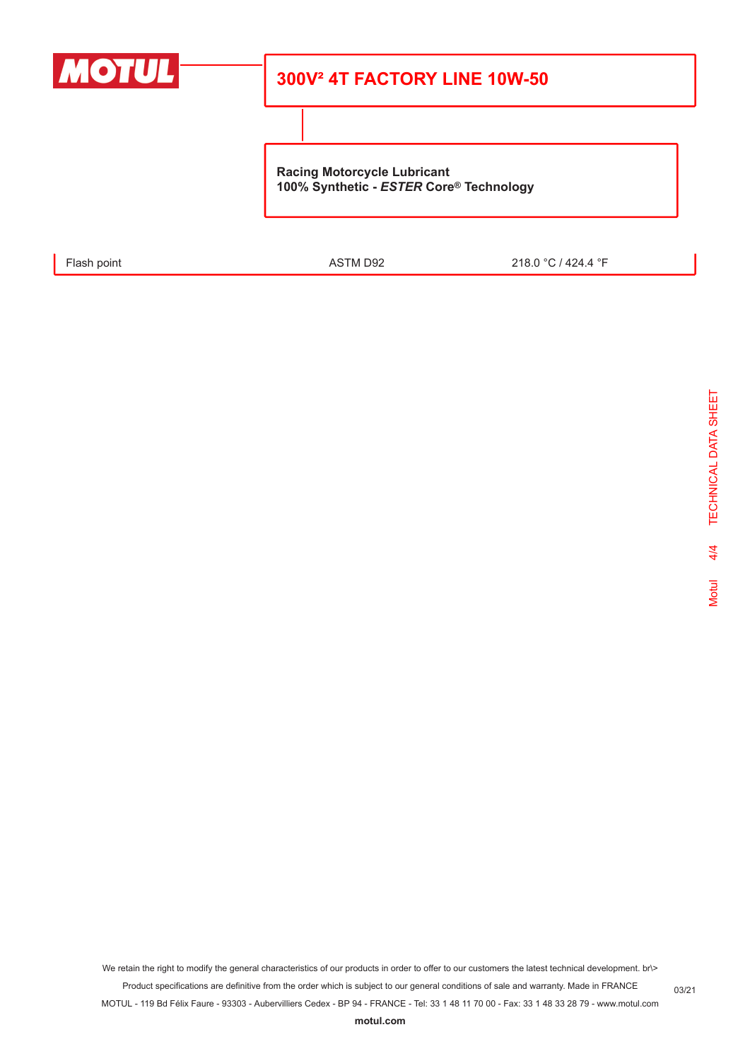# 300V² 4T FACTORY LINE 10W-50

**Racing Motorcycle Lubricant**
**100% Synthetic - *ESTER* Core® Technology**

| | | |
|---|---|---|
| Flash point | ASTM D92 | 218.0 °C / 424.4 °F |

We retain the right to modify the general characteristics of our products in order to offer to our customers the latest technical development. br\>
Product specifications are definitive from the order which is subject to our general conditions of sale and warranty. Made in FRANCE
MOTUL - 119 Bd Félix Faure - 93303 - Aubervilliers Cedex - BP 94 - FRANCE - Tel: 33 1 48 11 70 00 - Fax: 33 1 48 33 28 79 - www.motul.com

**motul.com**

03/21